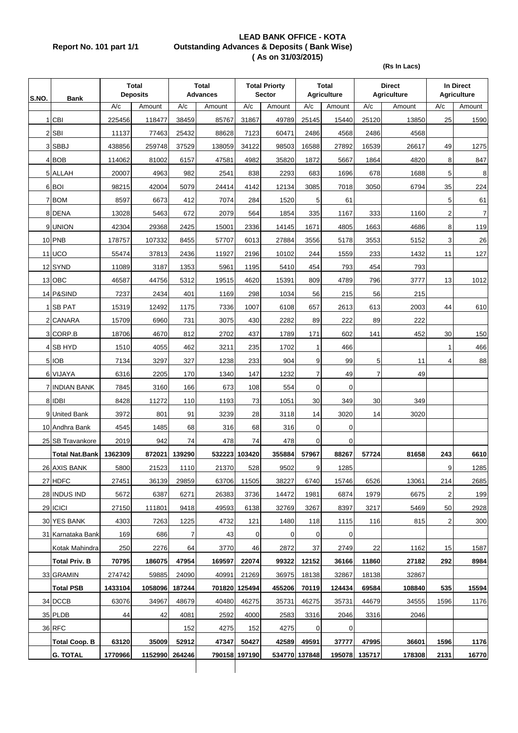**Report No. 101 part 1/1**

# LEAD BANK OFFICE - KOTA
## Outstanding Advances & Deposits ( Bank Wise)
### ( As on 31/03/2015)

(Rs In Lacs)

| S.NO. | Bank | Total Deposits | | Total Advances | | Total Priorty Sector | | Total Agriculture | | Direct Agriculture | | In Direct Agriculture | |
|---|---|---|---|---|---|---|---|---|---|---|---|---|---|
| | | A/c | Amount | A/c | Amount | A/c | Amount | A/c | Amount | A/c | Amount | A/c | Amount |
| 1 | CBI | 225456 | 118477 | 38459 | 85767 | 31867 | 49789 | 25145 | 15440 | 25120 | 13850 | 25 | 1590 |
| 2 | SBI | 11137 | 77463 | 25432 | 88628 | 7123 | 60471 | 2486 | 4568 | 2486 | 4568 | | |
| 3 | SBBJ | 438856 | 259748 | 37529 | 138059 | 34122 | 98503 | 16588 | 27892 | 16539 | 26617 | 49 | 1275 |
| 4 | BOB | 114062 | 81002 | 6157 | 47581 | 4982 | 35820 | 1872 | 5667 | 1864 | 4820 | 8 | 847 |
| 5 | ALLAH | 20007 | 4963 | 982 | 2541 | 838 | 2293 | 683 | 1696 | 678 | 1688 | 5 | 8 |
| 6 | BOI | 98215 | 42004 | 5079 | 24414 | 4142 | 12134 | 3085 | 7018 | 3050 | 6794 | 35 | 224 |
| 7 | BOM | 8597 | 6673 | 412 | 7074 | 284 | 1520 | 5 | 61 | | | 5 | 61 |
| 8 | DENA | 13028 | 5463 | 672 | 2079 | 564 | 1854 | 335 | 1167 | 333 | 1160 | 2 | 7 |
| 9 | UNION | 42304 | 29368 | 2425 | 15001 | 2336 | 14145 | 1671 | 4805 | 1663 | 4686 | 8 | 119 |
| 10 | PNB | 178757 | 107332 | 8455 | 57707 | 6013 | 27884 | 3556 | 5178 | 3553 | 5152 | 3 | 26 |
| 11 | UCO | 55474 | 37813 | 2436 | 11927 | 2196 | 10102 | 244 | 1559 | 233 | 1432 | 11 | 127 |
| 12 | SYND | 11089 | 3187 | 1353 | 5961 | 1195 | 5410 | 454 | 793 | 454 | 793 | | |
| 13 | OBC | 46587 | 44756 | 5312 | 19515 | 4620 | 15391 | 809 | 4789 | 796 | 3777 | 13 | 1012 |
| 14 | P&SIND | 7237 | 2434 | 401 | 1169 | 298 | 1034 | 56 | 215 | 56 | 215 | | |
| 1 | SB PAT | 15319 | 12492 | 1175 | 7336 | 1007 | 6108 | 657 | 2613 | 613 | 2003 | 44 | 610 |
| 2 | CANARA | 15709 | 6960 | 731 | 3075 | 430 | 2282 | 89 | 222 | 89 | 222 | | |
| 3 | CORP.B | 18706 | 4670 | 812 | 2702 | 437 | 1789 | 171 | 602 | 141 | 452 | 30 | 150 |
| 4 | SB HYD | 1510 | 4055 | 462 | 3211 | 235 | 1702 | 1 | 466 | | | 1 | 466 |
| 5 | IOB | 7134 | 3297 | 327 | 1238 | 233 | 904 | 9 | 99 | 5 | 11 | 4 | 88 |
| 6 | VIJAYA | 6316 | 2205 | 170 | 1340 | 147 | 1232 | 7 | 49 | 7 | 49 | | |
| 7 | INDIAN BANK | 7845 | 3160 | 166 | 673 | 108 | 554 | 0 | 0 | | | | |
| 8 | IDBI | 8428 | 11272 | 110 | 1193 | 73 | 1051 | 30 | 349 | 30 | 349 | | |
| 9 | United Bank | 3972 | 801 | 91 | 3239 | 28 | 3118 | 14 | 3020 | 14 | 3020 | | |
| 10 | Andhra Bank | 4545 | 1485 | 68 | 316 | 68 | 316 | 0 | 0 | | | | |
| 25 | SB Travankore | 2019 | 942 | 74 | 478 | 74 | 478 | 0 | 0 | | | | |
| | **Total Nat.Bank** | **1362309** | **872021** | **139290** | **532223** | **103420** | **355884** | **57967** | **88267** | **57724** | **81658** | **243** | **6610** |
| 26 | AXIS BANK | 5800 | 21523 | 1110 | 21370 | 528 | 9502 | 9 | 1285 | | | 9 | 1285 |
| 27 | HDFC | 27451 | 36139 | 29859 | 63706 | 11505 | 38227 | 6740 | 15746 | 6526 | 13061 | 214 | 2685 |
| 28 | INDUS IND | 5672 | 6387 | 6271 | 26383 | 3736 | 14472 | 1981 | 6874 | 1979 | 6675 | 2 | 199 |
| 29 | ICICI | 27150 | 111801 | 9418 | 49593 | 6138 | 32769 | 3267 | 8397 | 3217 | 5469 | 50 | 2928 |
| 30 | YES BANK | 4303 | 7263 | 1225 | 4732 | 121 | 1480 | 118 | 1115 | 116 | 815 | 2 | 300 |
| 31 | Karnataka Bank | 169 | 686 | 7 | 43 | 0 | 0 | 0 | 0 | | | | |
| | Kotak Mahindra | 250 | 2276 | 64 | 3770 | 46 | 2872 | 37 | 2749 | 22 | 1162 | 15 | 1587 |
| | **Total Priv. B** | **70795** | **186075** | **47954** | **169597** | **22074** | **99322** | **12152** | **36166** | **11860** | **27182** | **292** | **8984** |
| 33 | GRAMIN | 274742 | 59885 | 24090 | 40991 | 21269 | 36975 | 18138 | 32867 | 18138 | 32867 | | |
| | **Total PSB** | **1433104** | **1058096** | **187244** | **701820** | **125494** | **455206** | **70119** | **124434** | **69584** | **108840** | **535** | **15594** |
| 34 | DCCB | 63076 | 34967 | 48679 | 40480 | 46275 | 35731 | 46275 | 35731 | 44679 | 34555 | 1596 | 1176 |
| 35 | PLDB | 44 | 42 | 4081 | 2592 | 4000 | 2583 | 3316 | 2046 | 3316 | 2046 | | |
| 36 | RFC | | | 152 | 4275 | 152 | 4275 | 0 | 0 | | | | |
| | **Total Coop. B** | **63120** | **35009** | **52912** | **47347** | **50427** | **42589** | **49591** | **37777** | **47995** | **36601** | **1596** | **1176** |
| | **G. TOTAL** | **1770966** | **1152990** | **264246** | **790158** | **197190** | **534770** | **137848** | **195078** | **135717** | **178308** | **2131** | **16770** |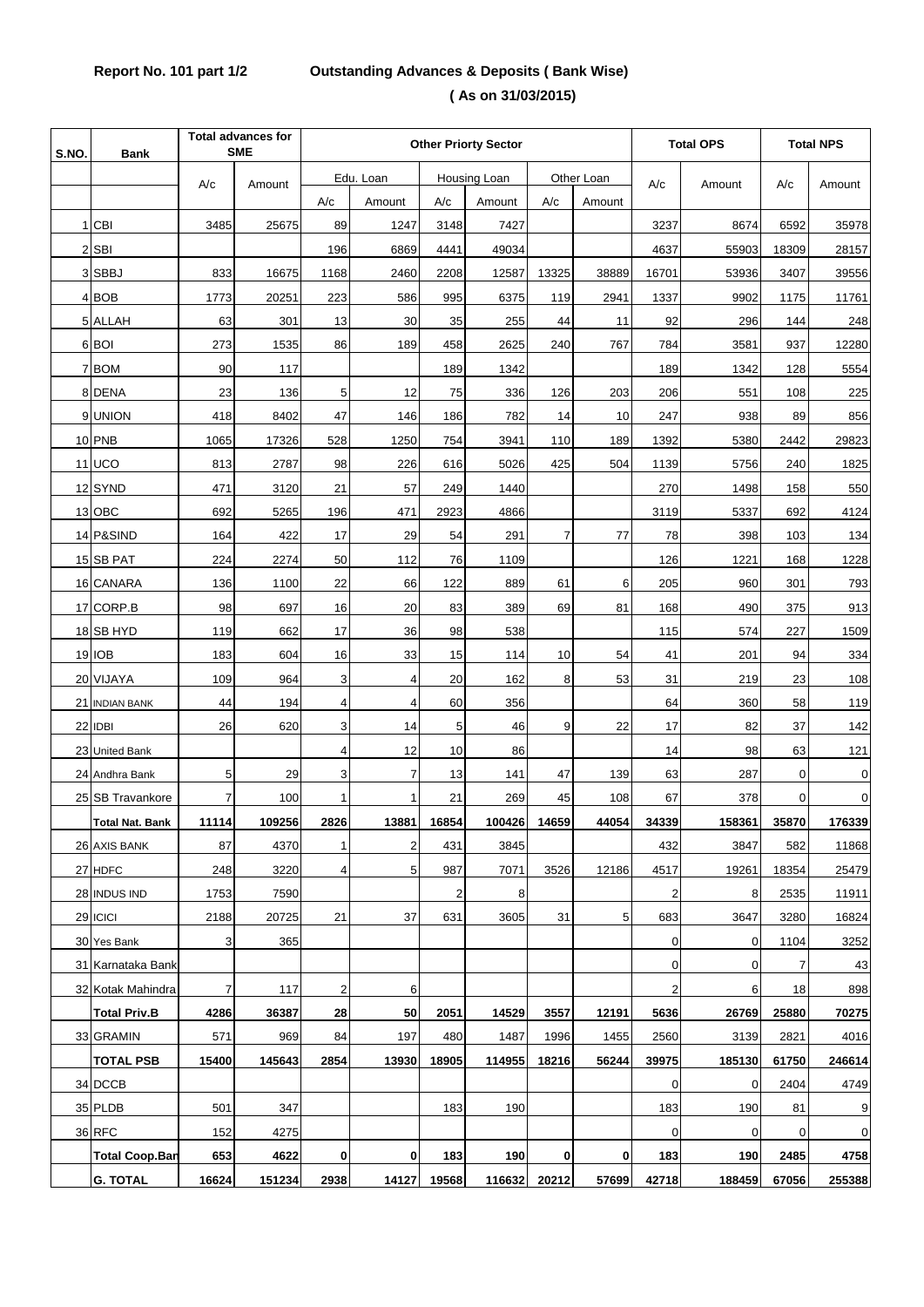**Report No. 101 part 1/2 Outstanding Advances & Deposits ( Bank Wise)**

**( As on 31/03/2015)**

| S.NO. | Bank | Total advances for SME | | Other Priorty Sector | | | | | | Total OPS | | Total NPS | |
|---|---|---|---|---|---|---|---|---|---|---|---|---|---|
| | | A/c | Amount | Edu. Loan | | Housing Loan | | Other Loan | | A/c | Amount | A/c | Amount |
| | | | | A/c | Amount | A/c | Amount | A/c | Amount | | | | |
| 1 | CBI | 3485 | 25675 | 89 | 1247 | 3148 | 7427 | | | 3237 | 8674 | 6592 | 35978 |
| 2 | SBI | | | 196 | 6869 | 4441 | 49034 | | | 4637 | 55903 | 18309 | 28157 |
| 3 | SBBJ | 833 | 16675 | 1168 | 2460 | 2208 | 12587 | 13325 | 38889 | 16701 | 53936 | 3407 | 39556 |
| 4 | BOB | 1773 | 20251 | 223 | 586 | 995 | 6375 | 119 | 2941 | 1337 | 9902 | 1175 | 11761 |
| 5 | ALLAH | 63 | 301 | 13 | 30 | 35 | 255 | 44 | 11 | 92 | 296 | 144 | 248 |
| 6 | BOI | 273 | 1535 | 86 | 189 | 458 | 2625 | 240 | 767 | 784 | 3581 | 937 | 12280 |
| 7 | BOM | 90 | 117 | | | 189 | 1342 | | | 189 | 1342 | 128 | 5554 |
| 8 | DENA | 23 | 136 | 5 | 12 | 75 | 336 | 126 | 203 | 206 | 551 | 108 | 225 |
| 9 | UNION | 418 | 8402 | 47 | 146 | 186 | 782 | 14 | 10 | 247 | 938 | 89 | 856 |
| 10 | PNB | 1065 | 17326 | 528 | 1250 | 754 | 3941 | 110 | 189 | 1392 | 5380 | 2442 | 29823 |
| 11 | UCO | 813 | 2787 | 98 | 226 | 616 | 5026 | 425 | 504 | 1139 | 5756 | 240 | 1825 |
| 12 | SYND | 471 | 3120 | 21 | 57 | 249 | 1440 | | | 270 | 1498 | 158 | 550 |
| 13 | OBC | 692 | 5265 | 196 | 471 | 2923 | 4866 | | | 3119 | 5337 | 692 | 4124 |
| 14 | P&SIND | 164 | 422 | 17 | 29 | 54 | 291 | 7 | 77 | 78 | 398 | 103 | 134 |
| 15 | SB PAT | 224 | 2274 | 50 | 112 | 76 | 1109 | | | 126 | 1221 | 168 | 1228 |
| 16 | CANARA | 136 | 1100 | 22 | 66 | 122 | 889 | 61 | 6 | 205 | 960 | 301 | 793 |
| 17 | CORP.B | 98 | 697 | 16 | 20 | 83 | 389 | 69 | 81 | 168 | 490 | 375 | 913 |
| 18 | SB HYD | 119 | 662 | 17 | 36 | 98 | 538 | | | 115 | 574 | 227 | 1509 |
| 19 | IOB | 183 | 604 | 16 | 33 | 15 | 114 | 10 | 54 | 41 | 201 | 94 | 334 |
| 20 | VIJAYA | 109 | 964 | 3 | 4 | 20 | 162 | 8 | 53 | 31 | 219 | 23 | 108 |
| 21 | INDIAN BANK | 44 | 194 | 4 | 4 | 60 | 356 | | | 64 | 360 | 58 | 119 |
| 22 | IDBI | 26 | 620 | 3 | 14 | 5 | 46 | 9 | 22 | 17 | 82 | 37 | 142 |
| 23 | United Bank | | | 4 | 12 | 10 | 86 | | | 14 | 98 | 63 | 121 |
| 24 | Andhra Bank | 5 | 29 | 3 | 7 | 13 | 141 | 47 | 139 | 63 | 287 | 0 | 0 |
| 25 | SB Travankore | 7 | 100 | 1 | 1 | 21 | 269 | 45 | 108 | 67 | 378 | 0 | 0 |
| | **Total Nat. Bank** | **11114** | **109256** | **2826** | **13881** | **16854** | **100426** | **14659** | **44054** | **34339** | **158361** | **35870** | **176339** |
| 26 | AXIS BANK | 87 | 4370 | 1 | 2 | 431 | 3845 | | | 432 | 3847 | 582 | 11868 |
| 27 | HDFC | 248 | 3220 | 4 | 5 | 987 | 7071 | 3526 | 12186 | 4517 | 19261 | 18354 | 25479 |
| 28 | INDUS IND | 1753 | 7590 | | | 2 | 8 | | | 2 | 8 | 2535 | 11911 |
| 29 | ICICI | 2188 | 20725 | 21 | 37 | 631 | 3605 | 31 | 5 | 683 | 3647 | 3280 | 16824 |
| 30 | Yes Bank | 3 | 365 | | | | | | | 0 | 0 | 1104 | 3252 |
| 31 | Karnataka Bank | | | | | | | | | 0 | 0 | 7 | 43 |
| 32 | Kotak Mahindra | 7 | 117 | 2 | 6 | | | | | 2 | 6 | 18 | 898 |
| | **Total Priv.B** | **4286** | **36387** | **28** | **50** | **2051** | **14529** | **3557** | **12191** | **5636** | **26769** | **25880** | **70275** |
| 33 | GRAMIN | 571 | 969 | 84 | 197 | 480 | 1487 | 1996 | 1455 | 2560 | 3139 | 2821 | 4016 |
| | **TOTAL PSB** | **15400** | **145643** | **2854** | **13930** | **18905** | **114955** | **18216** | **56244** | **39975** | **185130** | **61750** | **246614** |
| 34 | DCCB | | | | | | | | | 0 | 0 | 2404 | 4749 |
| 35 | PLDB | 501 | 347 | | | 183 | 190 | | | 183 | 190 | 81 | 9 |
| 36 | RFC | 152 | 4275 | | | | | | | 0 | 0 | 0 | 0 |
| | **Total Coop.Ban** | **653** | **4622** | **0** | **0** | **183** | **190** | **0** | **0** | **183** | **190** | **2485** | **4758** |
| | **G. TOTAL** | **16624** | **151234** | **2938** | **14127** | **19568** | **116632** | **20212** | **57699** | **42718** | **188459** | **67056** | **255388** |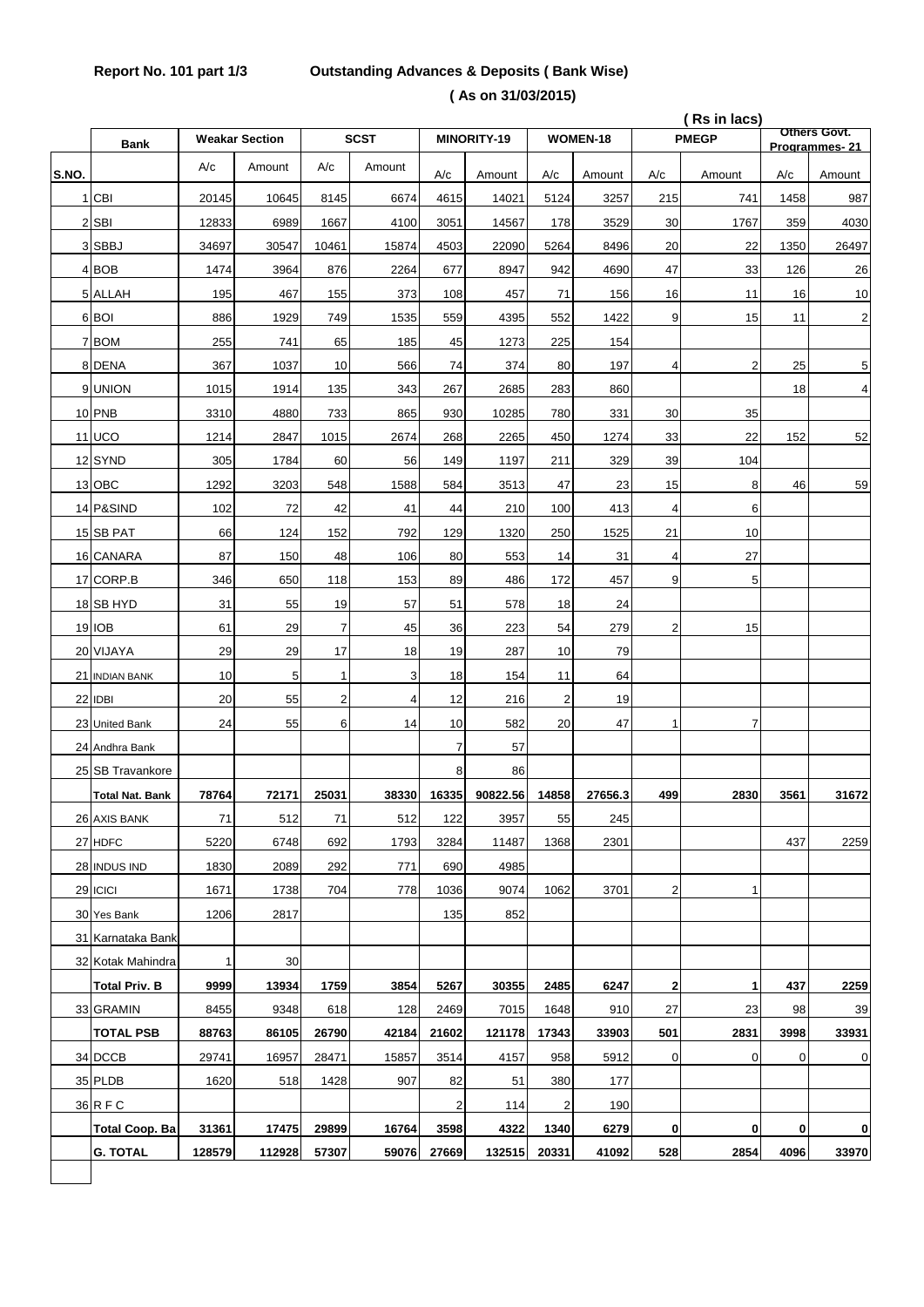**Report No. 101 part 1/3** **Outstanding Advances & Deposits ( Bank Wise)**

**( As on 31/03/2015)**

( Rs in lacs)

| S.NO. | Bank | Weakar Section | | SCST | | MINORITY-19 | | WOMEN-18 | | PMEGP | | Others Govt. Programmes- 21 | |
|---|---|---|---|---|---|---|---|---|---|---|---|---|---|
| | | A/c | Amount | A/c | Amount | A/c | Amount | A/c | Amount | A/c | Amount | A/c | Amount |
| 1 | CBI | 20145 | 10645 | 8145 | 6674 | 4615 | 14021 | 5124 | 3257 | 215 | 741 | 1458 | 987 |
| 2 | SBI | 12833 | 6989 | 1667 | 4100 | 3051 | 14567 | 178 | 3529 | 30 | 1767 | 359 | 4030 |
| 3 | SBBJ | 34697 | 30547 | 10461 | 15874 | 4503 | 22090 | 5264 | 8496 | 20 | 22 | 1350 | 26497 |
| 4 | BOB | 1474 | 3964 | 876 | 2264 | 677 | 8947 | 942 | 4690 | 47 | 33 | 126 | 26 |
| 5 | ALLAH | 195 | 467 | 155 | 373 | 108 | 457 | 71 | 156 | 16 | 11 | 16 | 10 |
| 6 | BOI | 886 | 1929 | 749 | 1535 | 559 | 4395 | 552 | 1422 | 9 | 15 | 11 | 2 |
| 7 | BOM | 255 | 741 | 65 | 185 | 45 | 1273 | 225 | 154 | | | | |
| 8 | DENA | 367 | 1037 | 10 | 566 | 74 | 374 | 80 | 197 | 4 | 2 | 25 | 5 |
| 9 | UNION | 1015 | 1914 | 135 | 343 | 267 | 2685 | 283 | 860 | | | 18 | 4 |
| 10 | PNB | 3310 | 4880 | 733 | 865 | 930 | 10285 | 780 | 331 | 30 | 35 | | |
| 11 | UCO | 1214 | 2847 | 1015 | 2674 | 268 | 2265 | 450 | 1274 | 33 | 22 | 152 | 52 |
| 12 | SYND | 305 | 1784 | 60 | 56 | 149 | 1197 | 211 | 329 | 39 | 104 | | |
| 13 | OBC | 1292 | 3203 | 548 | 1588 | 584 | 3513 | 47 | 23 | 15 | 8 | 46 | 59 |
| 14 | P&SIND | 102 | 72 | 42 | 41 | 44 | 210 | 100 | 413 | 4 | 6 | | |
| 15 | SB PAT | 66 | 124 | 152 | 792 | 129 | 1320 | 250 | 1525 | 21 | 10 | | |
| 16 | CANARA | 87 | 150 | 48 | 106 | 80 | 553 | 14 | 31 | 4 | 27 | | |
| 17 | CORP.B | 346 | 650 | 118 | 153 | 89 | 486 | 172 | 457 | 9 | 5 | | |
| 18 | SB HYD | 31 | 55 | 19 | 57 | 51 | 578 | 18 | 24 | | | | |
| 19 | IOB | 61 | 29 | 7 | 45 | 36 | 223 | 54 | 279 | 2 | 15 | | |
| 20 | VIJAYA | 29 | 29 | 17 | 18 | 19 | 287 | 10 | 79 | | | | |
| 21 | INDIAN BANK | 10 | 5 | 1 | 3 | 18 | 154 | 11 | 64 | | | | |
| 22 | IDBI | 20 | 55 | 2 | 4 | 12 | 216 | 2 | 19 | | | | |
| 23 | United Bank | 24 | 55 | 6 | 14 | 10 | 582 | 20 | 47 | 1 | 7 | | |
| 24 | Andhra Bank | | | | | 7 | 57 | | | | | | |
| 25 | SB Travankore | | | | | 8 | 86 | | | | | | |
| | **Total Nat. Bank** | **78764** | **72171** | **25031** | **38330** | **16335** | **90822.56** | **14858** | **27656.3** | **499** | **2830** | **3561** | **31672** |
| 26 | AXIS BANK | 71 | 512 | 71 | 512 | 122 | 3957 | 55 | 245 | | | | |
| 27 | HDFC | 5220 | 6748 | 692 | 1793 | 3284 | 11487 | 1368 | 2301 | | | 437 | 2259 |
| 28 | INDUS IND | 1830 | 2089 | 292 | 771 | 690 | 4985 | | | | | | |
| 29 | ICICI | 1671 | 1738 | 704 | 778 | 1036 | 9074 | 1062 | 3701 | 2 | 1 | | |
| 30 | Yes Bank | 1206 | 2817 | | | 135 | 852 | | | | | | |
| 31 | Karnataka Bank | | | | | | | | | | | | |
| 32 | Kotak Mahindra | 1 | 30 | | | | | | | | | | |
| | **Total Priv. B** | **9999** | **13934** | **1759** | **3854** | **5267** | **30355** | **2485** | **6247** | **2** | **1** | **437** | **2259** |
| 33 | GRAMIN | 8455 | 9348 | 618 | 128 | 2469 | 7015 | 1648 | 910 | 27 | 23 | 98 | 39 |
| | **TOTAL PSB** | **88763** | **86105** | **26790** | **42184** | **21602** | **121178** | **17343** | **33903** | **501** | **2831** | **3998** | **33931** |
| 34 | DCCB | 29741 | 16957 | 28471 | 15857 | 3514 | 4157 | 958 | 5912 | 0 | 0 | 0 | 0 |
| 35 | PLDB | 1620 | 518 | 1428 | 907 | 82 | 51 | 380 | 177 | | | | |
| 36 | R F C | | | | | 2 | 114 | 2 | 190 | | | | |
| | **Total Coop. Ba** | **31361** | **17475** | **29899** | **16764** | **3598** | **4322** | **1340** | **6279** | **0** | **0** | **0** | **0** |
| | **G. TOTAL** | **128579** | **112928** | **57307** | **59076** | **27669** | **132515** | **20331** | **41092** | **528** | **2854** | **4096** | **33970** |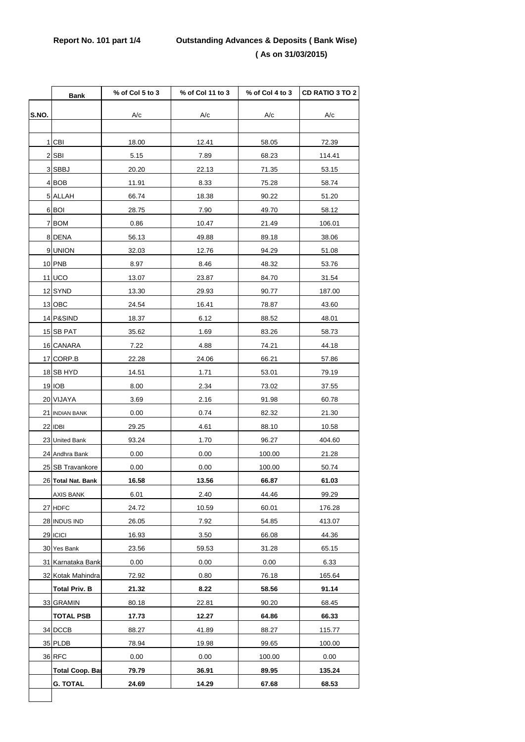**Report No. 101 part 1/4** **Outstanding Advances & Deposits ( Bank Wise)**

**( As on 31/03/2015)**

| S.NO. | Bank | % of Col 5 to 3 | % of Col 11 to 3 | % of Col 4 to 3 | CD RATIO 3 TO 2 |
|---|---|---|---|---|---|
| | | A/c | A/c | A/c | A/c |
| 1 | CBI | 18.00 | 12.41 | 58.05 | 72.39 |
| 2 | SBI | 5.15 | 7.89 | 68.23 | 114.41 |
| 3 | SBBJ | 20.20 | 22.13 | 71.35 | 53.15 |
| 4 | BOB | 11.91 | 8.33 | 75.28 | 58.74 |
| 5 | ALLAH | 66.74 | 18.38 | 90.22 | 51.20 |
| 6 | BOI | 28.75 | 7.90 | 49.70 | 58.12 |
| 7 | BOM | 0.86 | 10.47 | 21.49 | 106.01 |
| 8 | DENA | 56.13 | 49.88 | 89.18 | 38.06 |
| 9 | UNION | 32.03 | 12.76 | 94.29 | 51.08 |
| 10 | PNB | 8.97 | 8.46 | 48.32 | 53.76 |
| 11 | UCO | 13.07 | 23.87 | 84.70 | 31.54 |
| 12 | SYND | 13.30 | 29.93 | 90.77 | 187.00 |
| 13 | OBC | 24.54 | 16.41 | 78.87 | 43.60 |
| 14 | P&SIND | 18.37 | 6.12 | 88.52 | 48.01 |
| 15 | SB PAT | 35.62 | 1.69 | 83.26 | 58.73 |
| 16 | CANARA | 7.22 | 4.88 | 74.21 | 44.18 |
| 17 | CORP.B | 22.28 | 24.06 | 66.21 | 57.86 |
| 18 | SB HYD | 14.51 | 1.71 | 53.01 | 79.19 |
| 19 | IOB | 8.00 | 2.34 | 73.02 | 37.55 |
| 20 | VIJAYA | 3.69 | 2.16 | 91.98 | 60.78 |
| 21 | INDIAN BANK | 0.00 | 0.74 | 82.32 | 21.30 |
| 22 | IDBI | 29.25 | 4.61 | 88.10 | 10.58 |
| 23 | United Bank | 93.24 | 1.70 | 96.27 | 404.60 |
| 24 | Andhra Bank | 0.00 | 0.00 | 100.00 | 21.28 |
| 25 | SB Travankore | 0.00 | 0.00 | 100.00 | 50.74 |
| 26 | **Total Nat. Bank** | **16.58** | **13.56** | **66.87** | **61.03** |
| | AXIS BANK | 6.01 | 2.40 | 44.46 | 99.29 |
| 27 | HDFC | 24.72 | 10.59 | 60.01 | 176.28 |
| 28 | INDUS IND | 26.05 | 7.92 | 54.85 | 413.07 |
| 29 | ICICI | 16.93 | 3.50 | 66.08 | 44.36 |
| 30 | Yes Bank | 23.56 | 59.53 | 31.28 | 65.15 |
| 31 | Karnataka Bank | 0.00 | 0.00 | 0.00 | 6.33 |
| 32 | Kotak Mahindra | 72.92 | 0.80 | 76.18 | 165.64 |
| | **Total Priv. B** | **21.32** | **8.22** | **58.56** | **91.14** |
| 33 | GRAMIN | 80.18 | 22.81 | 90.20 | 68.45 |
| | **TOTAL PSB** | **17.73** | **12.27** | **64.86** | **66.33** |
| 34 | DCCB | 88.27 | 41.89 | 88.27 | 115.77 |
| 35 | PLDB | 78.94 | 19.98 | 99.65 | 100.00 |
| 36 | RFC | 0.00 | 0.00 | 100.00 | 0.00 |
| | **Total Coop. Ba** | **79.79** | **36.91** | **89.95** | **135.24** |
| | **G. TOTAL** | **24.69** | **14.29** | **67.68** | **68.53** |